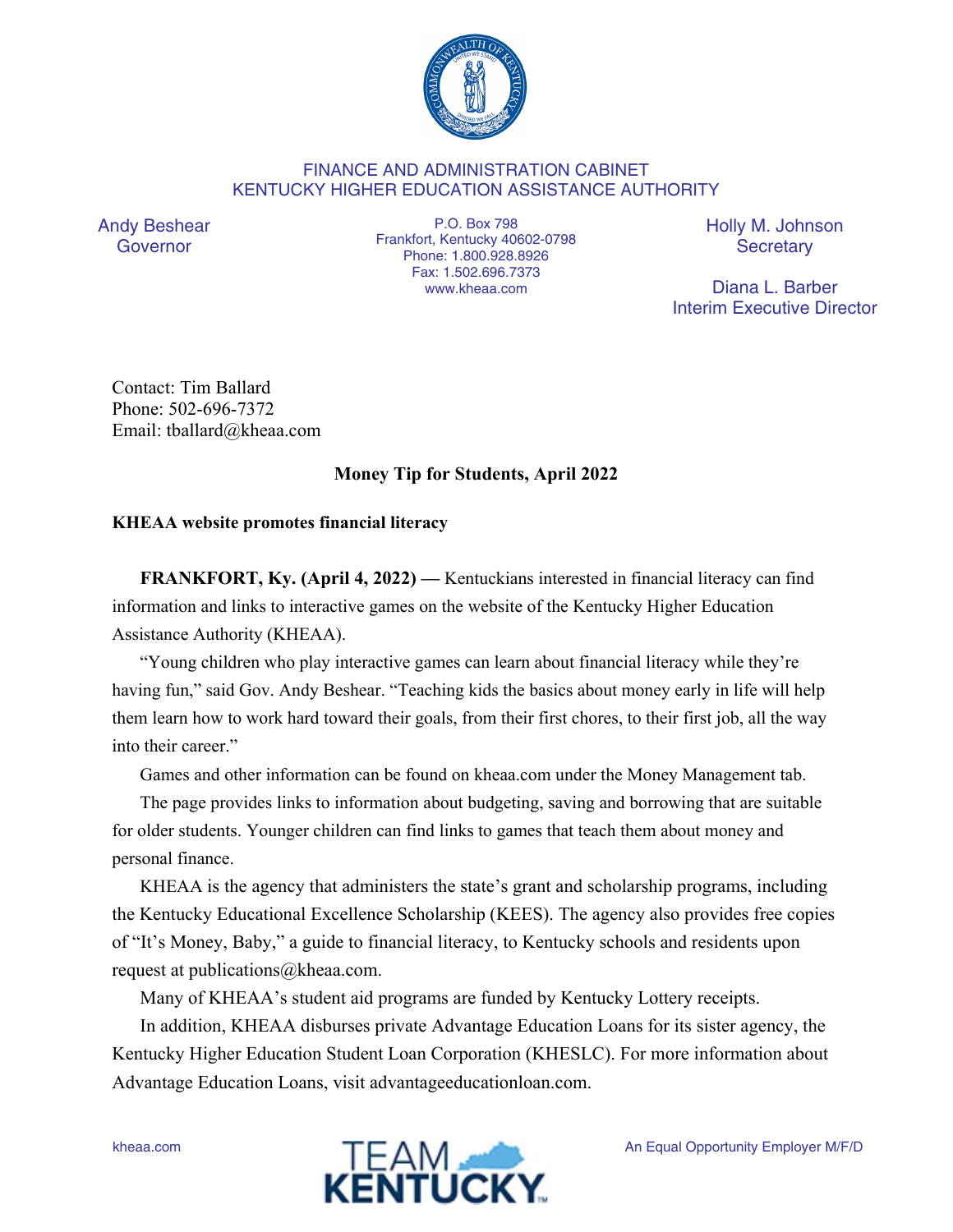FINANCE AND ADMINISTRATION CABINET
KENTUCKY HIGHER EDUCATION ASSISTANCE AUTHORITY

Andy Beshear
Governor

P.O. Box 798
Frankfort, Kentucky 40602-0798
Phone: 1.800.928.8926
Fax: 1.502.696.7373
www.kheaa.com

Holly M. Johnson
Secretary

Diana L. Barber
Interim Executive Director

Contact: Tim Ballard
Phone: 502-696-7372
Email: tballard@kheaa.com

**Money Tip for Students, April 2022**

**KHEAA website promotes financial literacy**

**FRANKFORT, Ky. (April 4, 2022) —** Kentuckians interested in financial literacy can find information and links to interactive games on the website of the Kentucky Higher Education Assistance Authority (KHEAA).

"Young children who play interactive games can learn about financial literacy while they're having fun," said Gov. Andy Beshear. "Teaching kids the basics about money early in life will help them learn how to work hard toward their goals, from their first chores, to their first job, all the way into their career."

Games and other information can be found on kheaa.com under the Money Management tab.

The page provides links to information about budgeting, saving and borrowing that are suitable for older students. Younger children can find links to games that teach them about money and personal finance.

KHEAA is the agency that administers the state's grant and scholarship programs, including the Kentucky Educational Excellence Scholarship (KEES). The agency also provides free copies of "It's Money, Baby," a guide to financial literacy, to Kentucky schools and residents upon request at publications@kheaa.com.

Many of KHEAA's student aid programs are funded by Kentucky Lottery receipts.

In addition, KHEAA disburses private Advantage Education Loans for its sister agency, the Kentucky Higher Education Student Loan Corporation (KHESLC). For more information about Advantage Education Loans, visit advantageeducationloan.com.

kheaa.com

An Equal Opportunity Employer M/F/D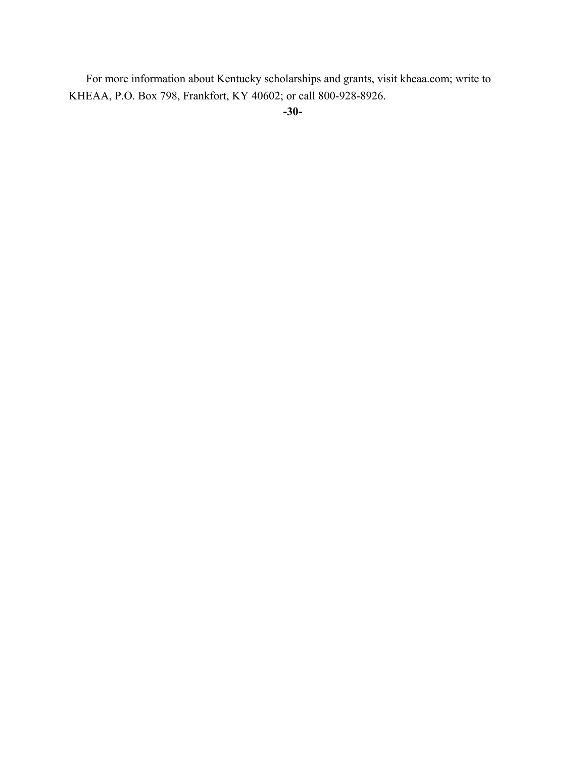For more information about Kentucky scholarships and grants, visit kheaa.com; write to KHEAA, P.O. Box 798, Frankfort, KY 40602; or call 800-928-8926.

**-30-**